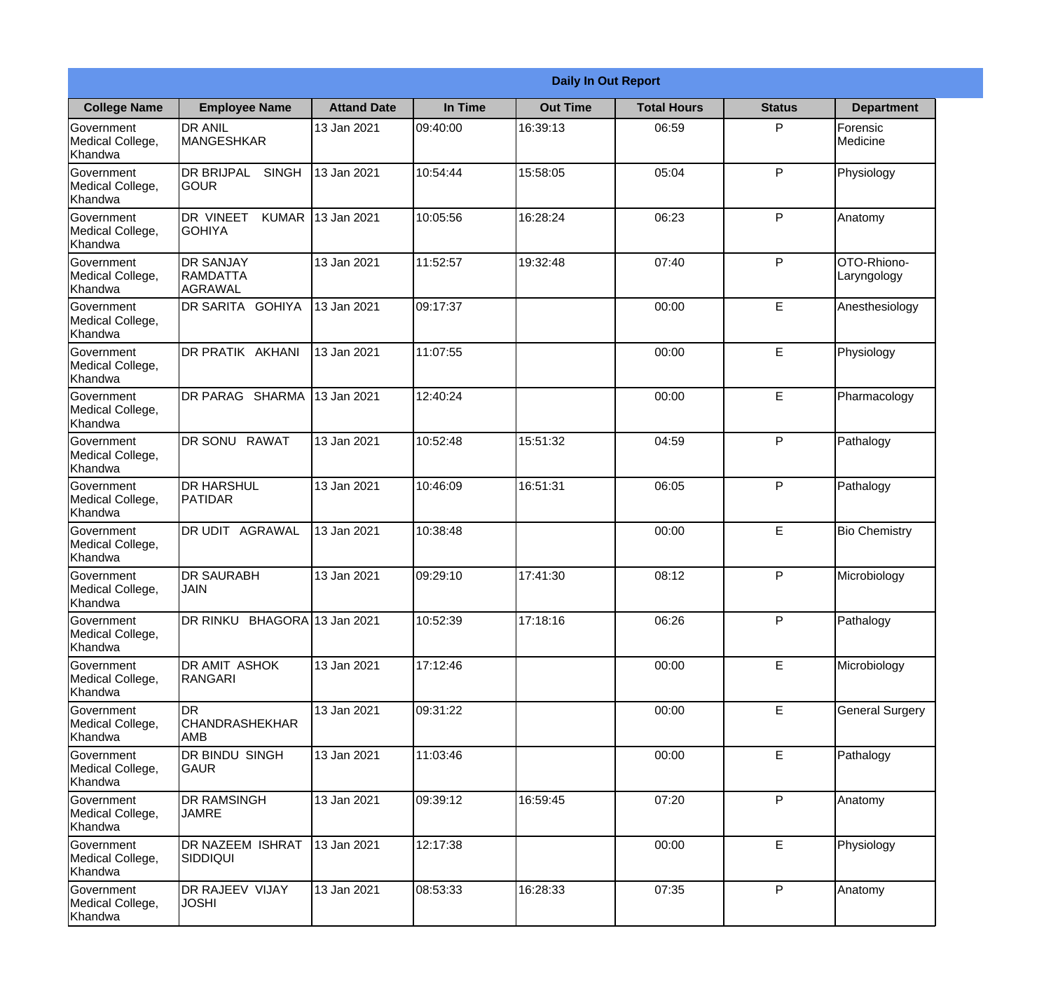| Daily In Out Report | | | | | | | |
|---|---|---|---|---|---|---|---|
| **College Name** | **Employee Name** | **Attand Date** | **In Time** | **Out Time** | **Total Hours** | **Status** | **Department** |
| Government Medical College, Khandwa | DR ANIL MANGESHKAR | 13 Jan 2021 | 09:40:00 | 16:39:13 | 06:59 | P | Forensic Medicine |
| Government Medical College, Khandwa | DR BRIJPAL SINGH GOUR | 13 Jan 2021 | 10:54:44 | 15:58:05 | 05:04 | P | Physiology |
| Government Medical College, Khandwa | DR VINEET KUMAR GOHIYA | 13 Jan 2021 | 10:05:56 | 16:28:24 | 06:23 | P | Anatomy |
| Government Medical College, Khandwa | DR SANJAY RAMDATTA AGRAWAL | 13 Jan 2021 | 11:52:57 | 19:32:48 | 07:40 | P | OTO-Rhiono-Laryngology |
| Government Medical College, Khandwa | DR SARITA GOHIYA | 13 Jan 2021 | 09:17:37 | | 00:00 | E | Anesthesiology |
| Government Medical College, Khandwa | DR PRATIK AKHANI | 13 Jan 2021 | 11:07:55 | | 00:00 | E | Physiology |
| Government Medical College, Khandwa | DR PARAG SHARMA | 13 Jan 2021 | 12:40:24 | | 00:00 | E | Pharmacology |
| Government Medical College, Khandwa | DR SONU RAWAT | 13 Jan 2021 | 10:52:48 | 15:51:32 | 04:59 | P | Pathalogy |
| Government Medical College, Khandwa | DR HARSHUL PATIDAR | 13 Jan 2021 | 10:46:09 | 16:51:31 | 06:05 | P | Pathalogy |
| Government Medical College, Khandwa | DR UDIT AGRAWAL | 13 Jan 2021 | 10:38:48 | | 00:00 | E | Bio Chemistry |
| Government Medical College, Khandwa | DR SAURABH JAIN | 13 Jan 2021 | 09:29:10 | 17:41:30 | 08:12 | P | Microbiology |
| Government Medical College, Khandwa | DR RINKU BHAGORA | 13 Jan 2021 | 10:52:39 | 17:18:16 | 06:26 | P | Pathalogy |
| Government Medical College, Khandwa | DR AMIT ASHOK RANGARI | 13 Jan 2021 | 17:12:46 | | 00:00 | E | Microbiology |
| Government Medical College, Khandwa | DR CHANDRASHEKHAR AMB | 13 Jan 2021 | 09:31:22 | | 00:00 | E | General Surgery |
| Government Medical College, Khandwa | DR BINDU SINGH GAUR | 13 Jan 2021 | 11:03:46 | | 00:00 | E | Pathalogy |
| Government Medical College, Khandwa | DR RAMSINGH JAMRE | 13 Jan 2021 | 09:39:12 | 16:59:45 | 07:20 | P | Anatomy |
| Government Medical College, Khandwa | DR NAZEEM ISHRAT SIDDIQUI | 13 Jan 2021 | 12:17:38 | | 00:00 | E | Physiology |
| Government Medical College, Khandwa | DR RAJEEV VIJAY JOSHI | 13 Jan 2021 | 08:53:33 | 16:28:33 | 07:35 | P | Anatomy |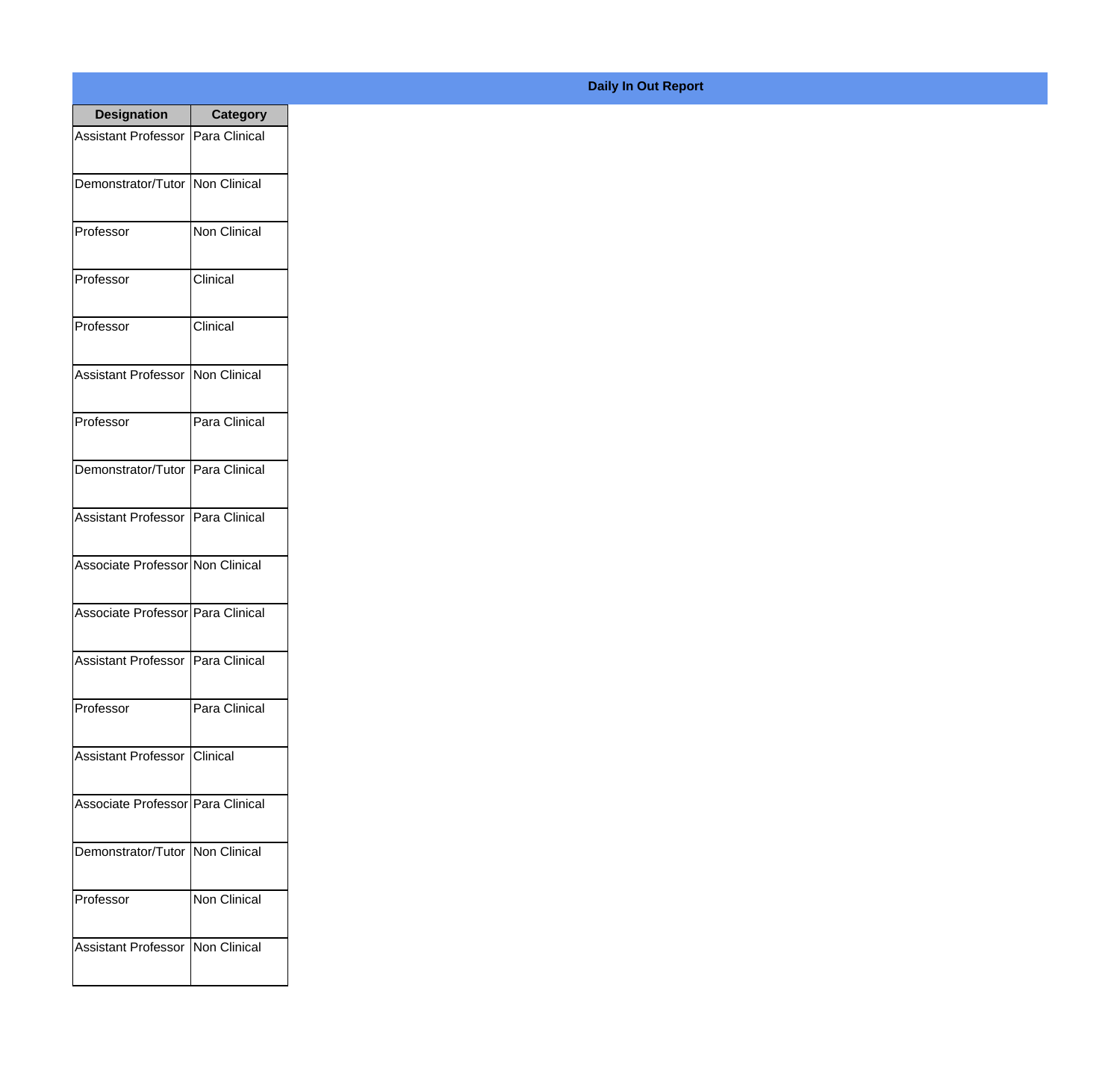**Daily In Out Report**

| Designation | Category |
|---|---|
| Assistant Professor | Para Clinical |
| Demonstrator/Tutor | Non Clinical |
| Professor | Non Clinical |
| Professor | Clinical |
| Professor | Clinical |
| Assistant Professor | Non Clinical |
| Professor | Para Clinical |
| Demonstrator/Tutor | Para Clinical |
| Assistant Professor | Para Clinical |
| Associate Professor | Non Clinical |
| Associate Professor | Para Clinical |
| Assistant Professor | Para Clinical |
| Professor | Para Clinical |
| Assistant Professor | Clinical |
| Associate Professor | Para Clinical |
| Demonstrator/Tutor | Non Clinical |
| Professor | Non Clinical |
| Assistant Professor | Non Clinical |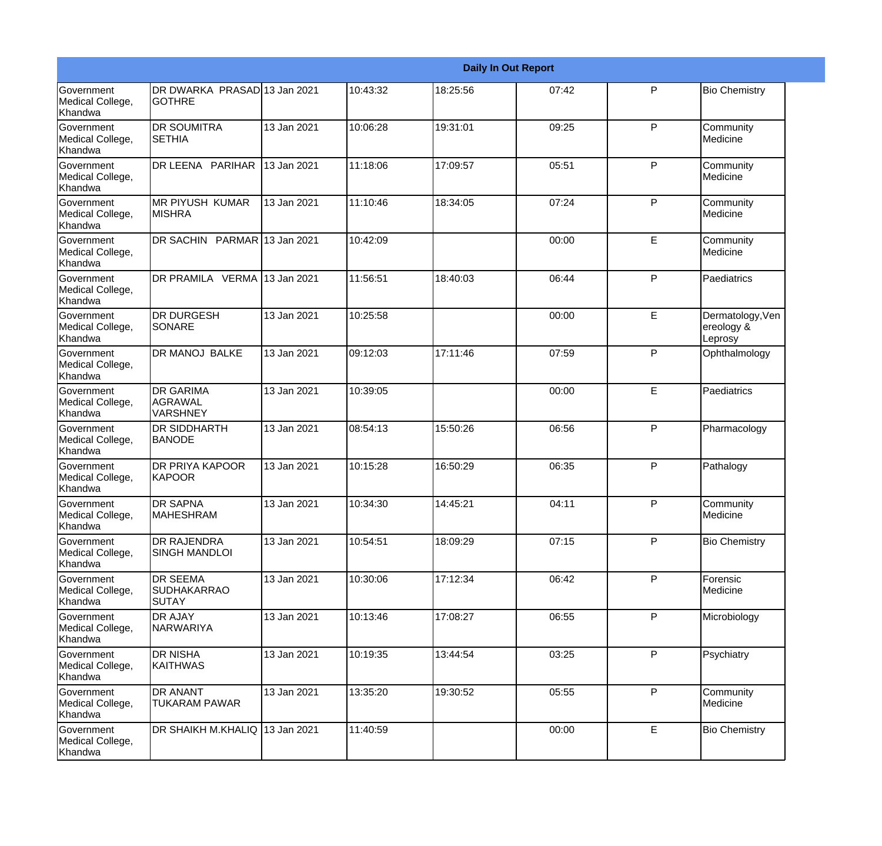| Daily In Out Report | | | | | | | |
|---|---|---|---|---|---|---|---|
| Government Medical College, Khandwa | DR DWARKA PRASAD GOTHRE | 13 Jan 2021 | 10:43:32 | 18:25:56 | 07:42 | P | Bio Chemistry |
| Government Medical College, Khandwa | DR SOUMITRA SETHIA | 13 Jan 2021 | 10:06:28 | 19:31:01 | 09:25 | P | Community Medicine |
| Government Medical College, Khandwa | DR LEENA PARIHAR | 13 Jan 2021 | 11:18:06 | 17:09:57 | 05:51 | P | Community Medicine |
| Government Medical College, Khandwa | MR PIYUSH KUMAR MISHRA | 13 Jan 2021 | 11:10:46 | 18:34:05 | 07:24 | P | Community Medicine |
| Government Medical College, Khandwa | DR SACHIN PARMAR | 13 Jan 2021 | 10:42:09 | | 00:00 | E | Community Medicine |
| Government Medical College, Khandwa | DR PRAMILA VERMA | 13 Jan 2021 | 11:56:51 | 18:40:03 | 06:44 | P | Paediatrics |
| Government Medical College, Khandwa | DR DURGESH SONARE | 13 Jan 2021 | 10:25:58 | | 00:00 | E | Dermatology,Venereology & Leprosy |
| Government Medical College, Khandwa | DR MANOJ BALKE | 13 Jan 2021 | 09:12:03 | 17:11:46 | 07:59 | P | Ophthalmology |
| Government Medical College, Khandwa | DR GARIMA AGRAWAL VARSHNEY | 13 Jan 2021 | 10:39:05 | | 00:00 | E | Paediatrics |
| Government Medical College, Khandwa | DR SIDDHARTH BANODE | 13 Jan 2021 | 08:54:13 | 15:50:26 | 06:56 | P | Pharmacology |
| Government Medical College, Khandwa | DR PRIYA KAPOOR KAPOOR | 13 Jan 2021 | 10:15:28 | 16:50:29 | 06:35 | P | Pathalogy |
| Government Medical College, Khandwa | DR SAPNA MAHESHRAM | 13 Jan 2021 | 10:34:30 | 14:45:21 | 04:11 | P | Community Medicine |
| Government Medical College, Khandwa | DR RAJENDRA SINGH MANDLOI | 13 Jan 2021 | 10:54:51 | 18:09:29 | 07:15 | P | Bio Chemistry |
| Government Medical College, Khandwa | DR SEEMA SUDHAKARRAO SUTAY | 13 Jan 2021 | 10:30:06 | 17:12:34 | 06:42 | P | Forensic Medicine |
| Government Medical College, Khandwa | DR AJAY NARWARIYA | 13 Jan 2021 | 10:13:46 | 17:08:27 | 06:55 | P | Microbiology |
| Government Medical College, Khandwa | DR NISHA KAITHWAS | 13 Jan 2021 | 10:19:35 | 13:44:54 | 03:25 | P | Psychiatry |
| Government Medical College, Khandwa | DR ANANT TUKARAM PAWAR | 13 Jan 2021 | 13:35:20 | 19:30:52 | 05:55 | P | Community Medicine |
| Government Medical College, Khandwa | DR SHAIKH M.KHALIQ | 13 Jan 2021 | 11:40:59 | | 00:00 | E | Bio Chemistry |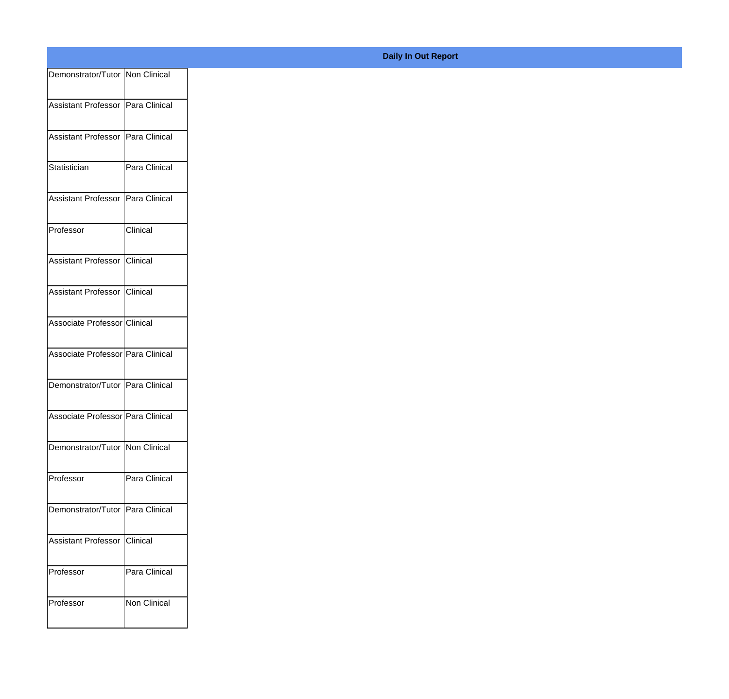**Daily In Out Report**

| | |
|---|---|
| Demonstrator/Tutor | Non Clinical |
| Assistant Professor | Para Clinical |
| Assistant Professor | Para Clinical |
| Statistician | Para Clinical |
| Assistant Professor | Para Clinical |
| Professor | Clinical |
| Assistant Professor | Clinical |
| Assistant Professor | Clinical |
| Associate Professor | Clinical |
| Associate Professor | Para Clinical |
| Demonstrator/Tutor | Para Clinical |
| Associate Professor | Para Clinical |
| Demonstrator/Tutor | Non Clinical |
| Professor | Para Clinical |
| Demonstrator/Tutor | Para Clinical |
| Assistant Professor | Clinical |
| Professor | Para Clinical |
| Professor | Non Clinical |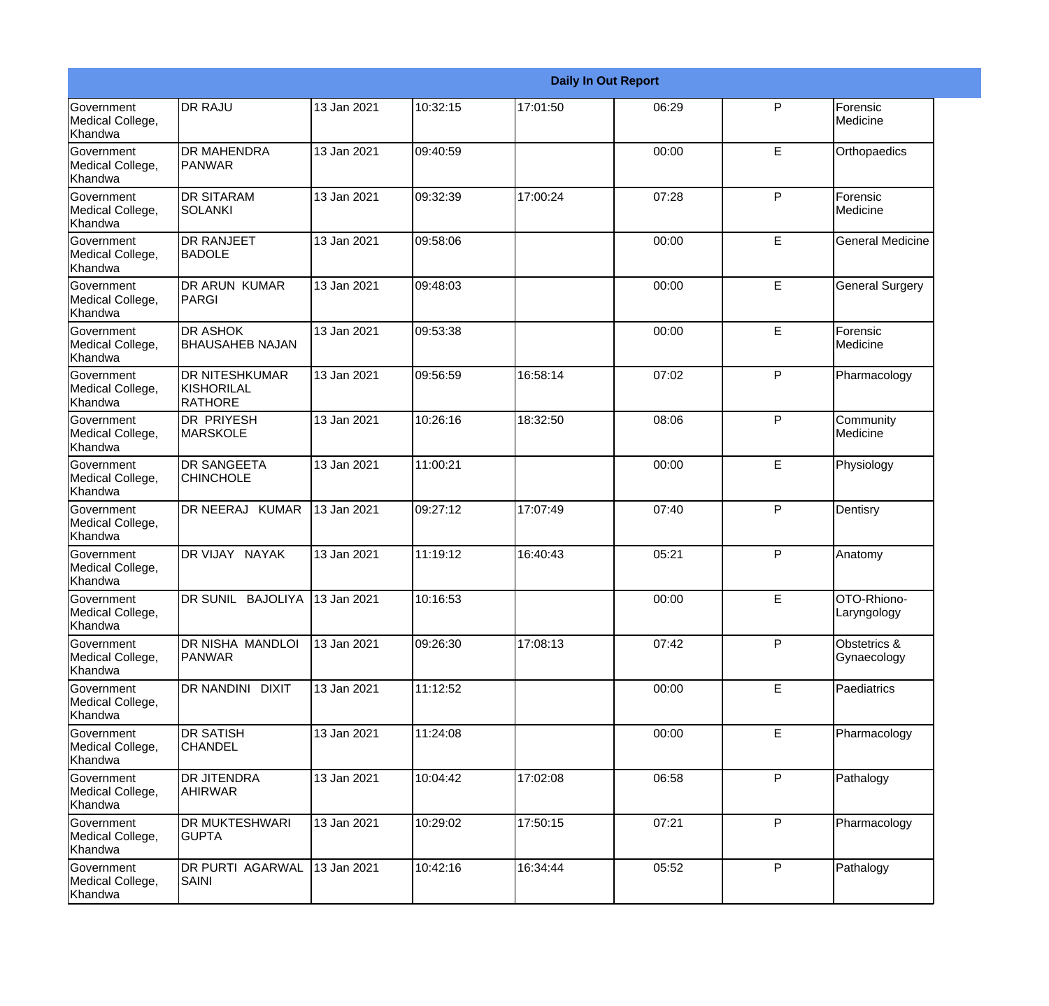| Daily In Out Report | | | | | | | |
|---|---|---|---|---|---|---|---|
| Government Medical College, Khandwa | DR RAJU | 13 Jan 2021 | 10:32:15 | 17:01:50 | 06:29 | P | Forensic Medicine |
| Government Medical College, Khandwa | DR MAHENDRA PANWAR | 13 Jan 2021 | 09:40:59 | | 00:00 | E | Orthopaedics |
| Government Medical College, Khandwa | DR SITARAM SOLANKI | 13 Jan 2021 | 09:32:39 | 17:00:24 | 07:28 | P | Forensic Medicine |
| Government Medical College, Khandwa | DR RANJEET BADOLE | 13 Jan 2021 | 09:58:06 | | 00:00 | E | General Medicine |
| Government Medical College, Khandwa | DR ARUN KUMAR PARGI | 13 Jan 2021 | 09:48:03 | | 00:00 | E | General Surgery |
| Government Medical College, Khandwa | DR ASHOK BHAUSAHEB NAJAN | 13 Jan 2021 | 09:53:38 | | 00:00 | E | Forensic Medicine |
| Government Medical College, Khandwa | DR NITESHKUMAR KISHORILAL RATHORE | 13 Jan 2021 | 09:56:59 | 16:58:14 | 07:02 | P | Pharmacology |
| Government Medical College, Khandwa | DR PRIYESH MARSKOLE | 13 Jan 2021 | 10:26:16 | 18:32:50 | 08:06 | P | Community Medicine |
| Government Medical College, Khandwa | DR SANGEETA CHINCHOLE | 13 Jan 2021 | 11:00:21 | | 00:00 | E | Physiology |
| Government Medical College, Khandwa | DR NEERAJ KUMAR | 13 Jan 2021 | 09:27:12 | 17:07:49 | 07:40 | P | Dentisry |
| Government Medical College, Khandwa | DR VIJAY NAYAK | 13 Jan 2021 | 11:19:12 | 16:40:43 | 05:21 | P | Anatomy |
| Government Medical College, Khandwa | DR SUNIL BAJOLIYA | 13 Jan 2021 | 10:16:53 | | 00:00 | E | OTO-Rhiono-Laryngology |
| Government Medical College, Khandwa | DR NISHA MANDLOI PANWAR | 13 Jan 2021 | 09:26:30 | 17:08:13 | 07:42 | P | Obstetrics & Gynaecology |
| Government Medical College, Khandwa | DR NANDINI DIXIT | 13 Jan 2021 | 11:12:52 | | 00:00 | E | Paediatrics |
| Government Medical College, Khandwa | DR SATISH CHANDEL | 13 Jan 2021 | 11:24:08 | | 00:00 | E | Pharmacology |
| Government Medical College, Khandwa | DR JITENDRA AHIRWAR | 13 Jan 2021 | 10:04:42 | 17:02:08 | 06:58 | P | Pathalogy |
| Government Medical College, Khandwa | DR MUKTESHWARI GUPTA | 13 Jan 2021 | 10:29:02 | 17:50:15 | 07:21 | P | Pharmacology |
| Government Medical College, Khandwa | DR PURTI AGARWAL SAINI | 13 Jan 2021 | 10:42:16 | 16:34:44 | 05:52 | P | Pathalogy |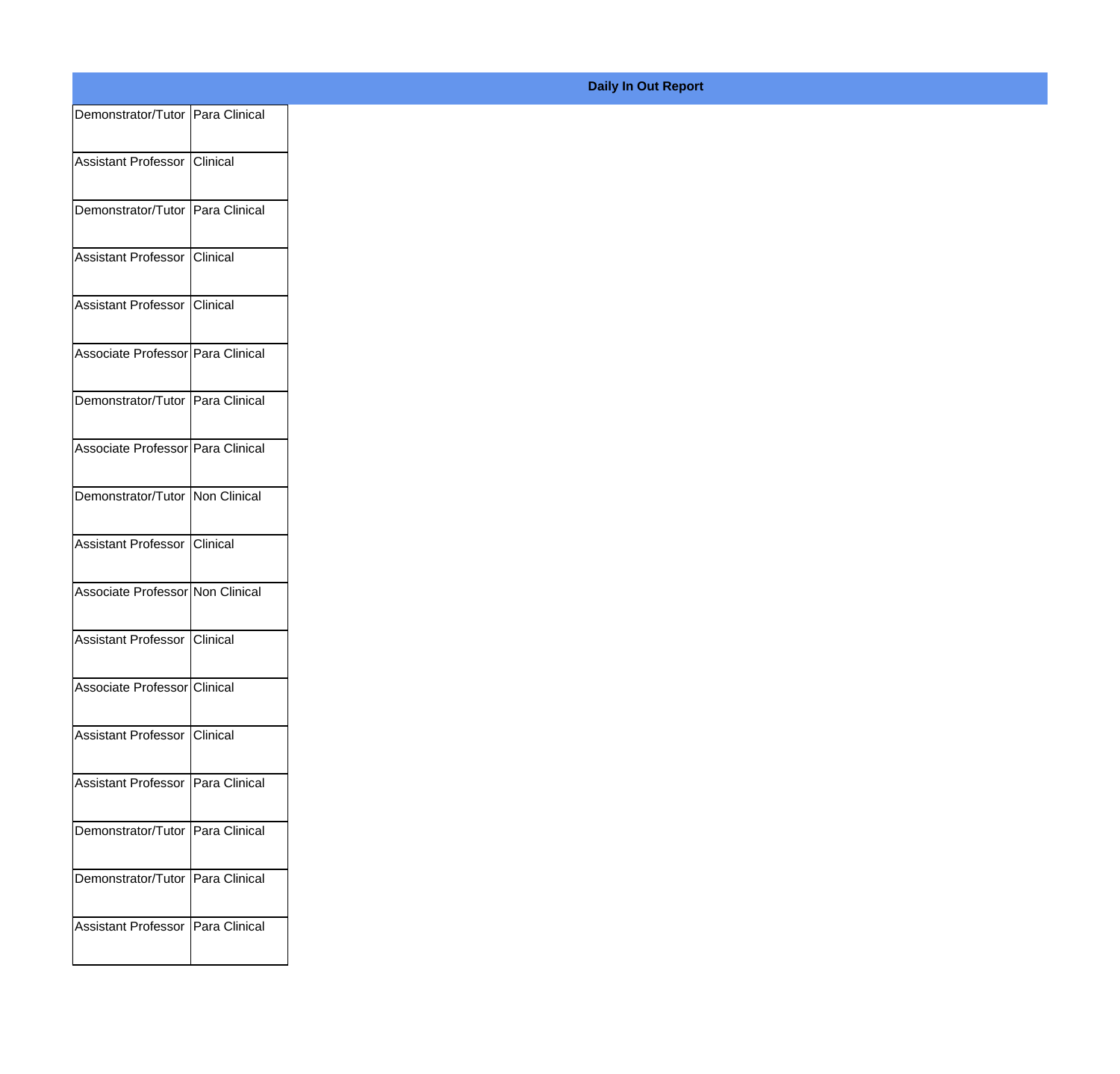**Daily In Out Report**

| | |
|---|---|
| Demonstrator/Tutor | Para Clinical |
| Assistant Professor | Clinical |
| Demonstrator/Tutor | Para Clinical |
| Assistant Professor | Clinical |
| Assistant Professor | Clinical |
| Associate Professor | Para Clinical |
| Demonstrator/Tutor | Para Clinical |
| Associate Professor | Para Clinical |
| Demonstrator/Tutor | Non Clinical |
| Assistant Professor | Clinical |
| Associate Professor | Non Clinical |
| Assistant Professor | Clinical |
| Associate Professor | Clinical |
| Assistant Professor | Clinical |
| Assistant Professor | Para Clinical |
| Demonstrator/Tutor | Para Clinical |
| Demonstrator/Tutor | Para Clinical |
| Assistant Professor | Para Clinical |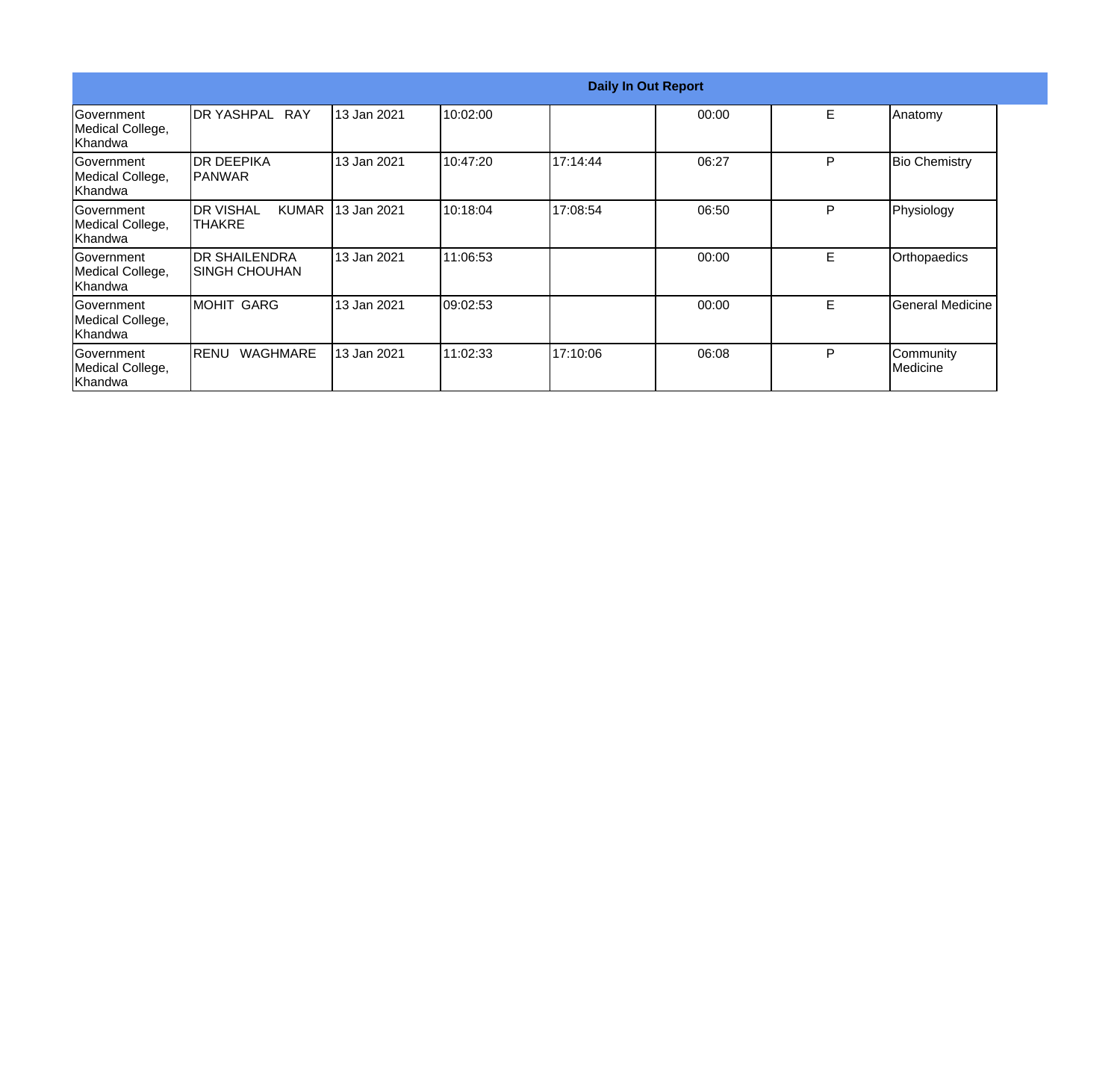**Daily In Out Report**

| | | | | | | | |
|---|---|---|---|---|---|---|---|
| Government Medical College, Khandwa | DR YASHPAL RAY | 13 Jan 2021 | 10:02:00 | | 00:00 | E | Anatomy |
| Government Medical College, Khandwa | DR DEEPIKA PANWAR | 13 Jan 2021 | 10:47:20 | 17:14:44 | 06:27 | P | Bio Chemistry |
| Government Medical College, Khandwa | DR VISHAL KUMAR THAKRE | 13 Jan 2021 | 10:18:04 | 17:08:54 | 06:50 | P | Physiology |
| Government Medical College, Khandwa | DR SHAILENDRA SINGH CHOUHAN | 13 Jan 2021 | 11:06:53 | | 00:00 | E | Orthopaedics |
| Government Medical College, Khandwa | MOHIT GARG | 13 Jan 2021 | 09:02:53 | | 00:00 | E | General Medicine |
| Government Medical College, Khandwa | RENU WAGHMARE | 13 Jan 2021 | 11:02:33 | 17:10:06 | 06:08 | P | Community Medicine |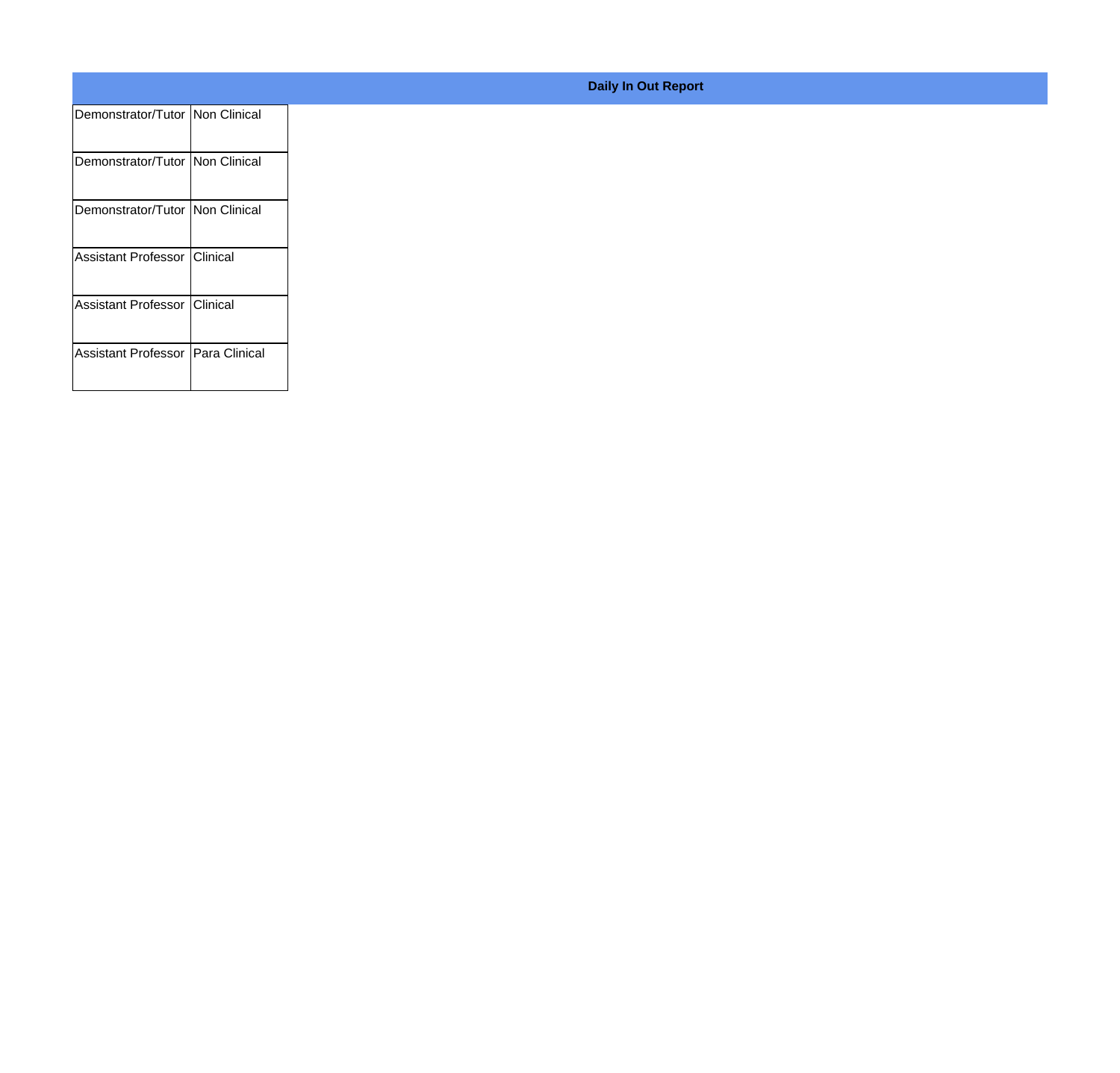**Daily In Out Report**

| | |
|---|---|
| Demonstrator/Tutor | Non Clinical |
| Demonstrator/Tutor | Non Clinical |
| Demonstrator/Tutor | Non Clinical |
| Assistant Professor | Clinical |
| Assistant Professor | Clinical |
| Assistant Professor | Para Clinical |